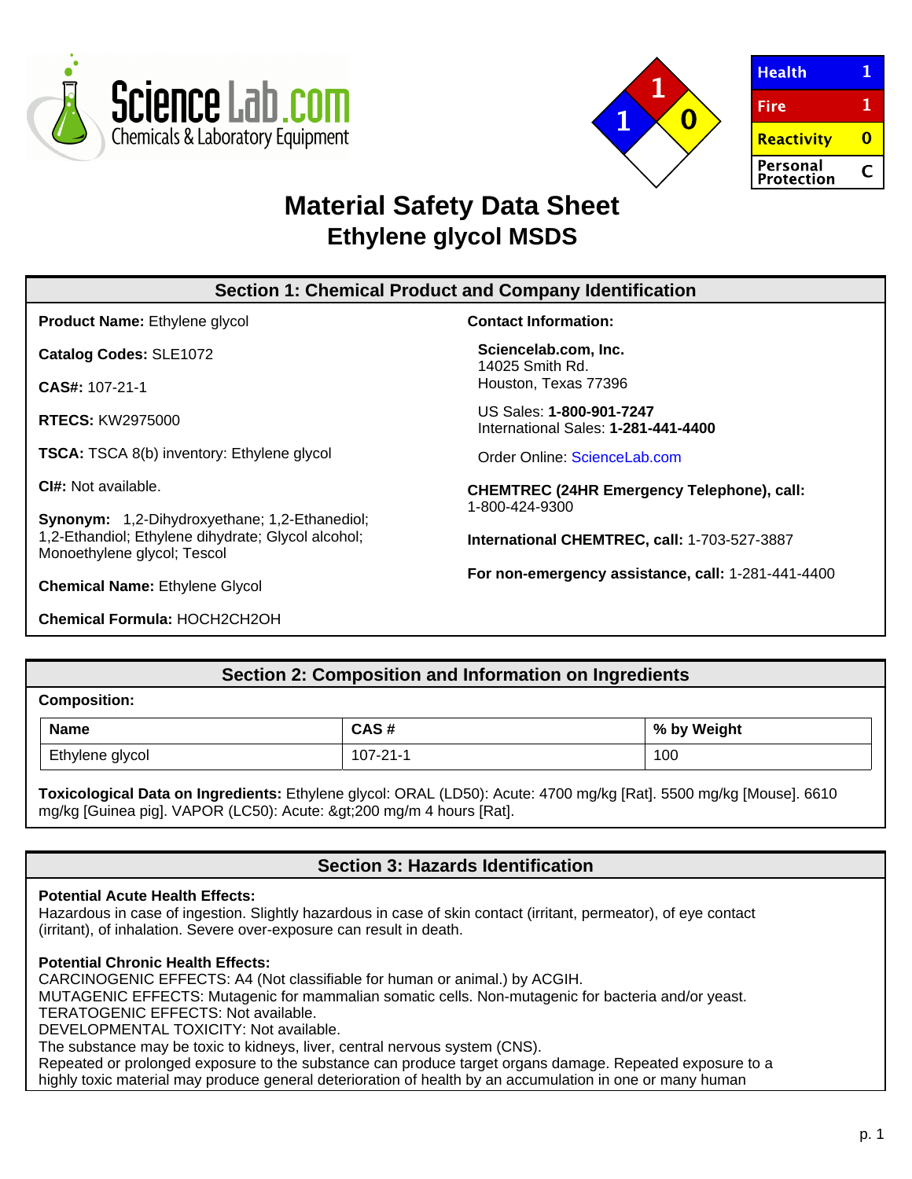ScienceLab.com
Chemicals & Laboratory Equipment

| Health | 1 |
| --- | --- |
| Fire | 1 |
| Reactivity | 0 |
| Personal Protection | C |

# Material Safety Data Sheet
## Ethylene glycol MSDS

## Section 1: Chemical Product and Company Identification

**Product Name:** Ethylene glycol

**Catalog Codes:** SLE1072

**CAS#:** 107-21-1

**RTECS:** KW2975000

**TSCA:** TSCA 8(b) inventory: Ethylene glycol

**CI#:** Not available.

**Synonym:** 1,2-Dihydroxyethane; 1,2-Ethanediol; 1,2-Ethandiol; Ethylene dihydrate; Glycol alcohol; Monoethylene glycol; Tescol

**Chemical Name:** Ethylene Glycol

**Chemical Formula:** HOCH2CH2OH

**Contact Information:**

**Sciencelab.com, Inc.**
14025 Smith Rd.
Houston, Texas 77396

US Sales: **1-800-901-7247**
International Sales: **1-281-441-4400**

Order Online: ScienceLab.com

**CHEMTREC (24HR Emergency Telephone), call:**
1-800-424-9300

**International CHEMTREC, call:** 1-703-527-3887

**For non-emergency assistance, call:** 1-281-441-4400

## Section 2: Composition and Information on Ingredients

**Composition:**

| Name | CAS # | % by Weight |
| --- | --- | --- |
| Ethylene glycol | 107-21-1 | 100 |

**Toxicological Data on Ingredients:** Ethylene glycol: ORAL (LD50): Acute: 4700 mg/kg [Rat]. 5500 mg/kg [Mouse]. 6610 mg/kg [Guinea pig]. VAPOR (LC50): Acute: &gt;200 mg/m 4 hours [Rat].

## Section 3: Hazards Identification

**Potential Acute Health Effects:**
Hazardous in case of ingestion. Slightly hazardous in case of skin contact (irritant, permeator), of eye contact (irritant), of inhalation. Severe over-exposure can result in death.

**Potential Chronic Health Effects:**
CARCINOGENIC EFFECTS: A4 (Not classifiable for human or animal.) by ACGIH.
MUTAGENIC EFFECTS: Mutagenic for mammalian somatic cells. Non-mutagenic for bacteria and/or yeast.
TERATOGENIC EFFECTS: Not available.
DEVELOPMENTAL TOXICITY: Not available.
The substance may be toxic to kidneys, liver, central nervous system (CNS).
Repeated or prolonged exposure to the substance can produce target organs damage. Repeated exposure to a highly toxic material may produce general deterioration of health by an accumulation in one or many human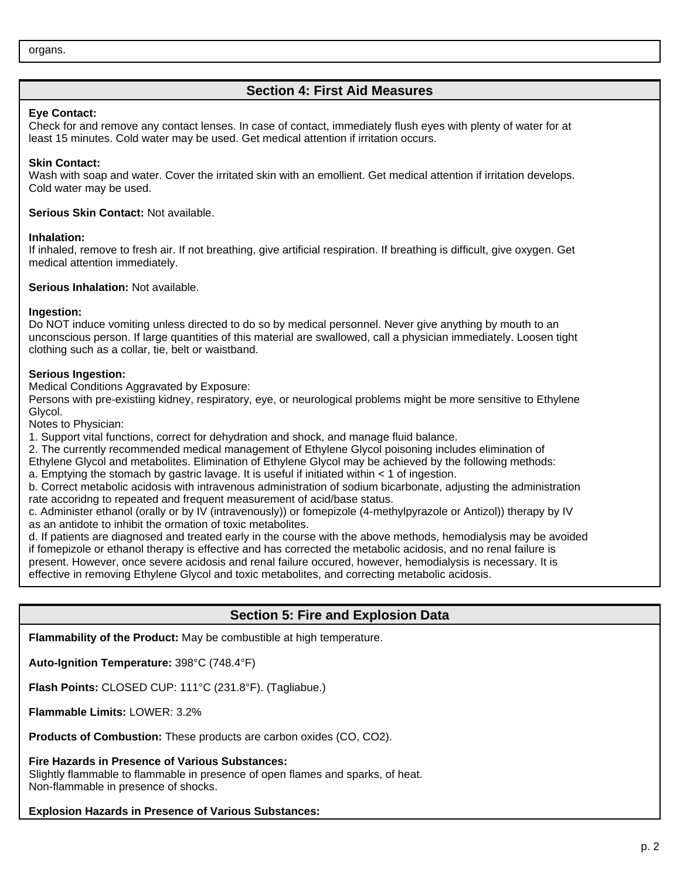organs.

## Section 4: First Aid Measures

**Eye Contact:**
Check for and remove any contact lenses. In case of contact, immediately flush eyes with plenty of water for at least 15 minutes. Cold water may be used. Get medical attention if irritation occurs.

**Skin Contact:**
Wash with soap and water. Cover the irritated skin with an emollient. Get medical attention if irritation develops. Cold water may be used.

**Serious Skin Contact:** Not available.

**Inhalation:**
If inhaled, remove to fresh air. If not breathing, give artificial respiration. If breathing is difficult, give oxygen. Get medical attention immediately.

**Serious Inhalation:** Not available.

**Ingestion:**
Do NOT induce vomiting unless directed to do so by medical personnel. Never give anything by mouth to an unconscious person. If large quantities of this material are swallowed, call a physician immediately. Loosen tight clothing such as a collar, tie, belt or waistband.

**Serious Ingestion:**
Medical Conditions Aggravated by Exposure:
Persons with pre-existiing kidney, respiratory, eye, or neurological problems might be more sensitive to Ethylene Glycol.
Notes to Physician:
1. Support vital functions, correct for dehydration and shock, and manage fluid balance.
2. The currently recommended medical management of Ethylene Glycol poisoning includes elimination of Ethylene Glycol and metabolites. Elimination of Ethylene Glycol may be achieved by the following methods:
a. Emptying the stomach by gastric lavage. It is useful if initiated within < 1 of ingestion.
b. Correct metabolic acidosis with intravenous administration of sodium bicarbonate, adjusting the administration rate accoridng to repeated and frequent measurement of acid/base status.
c. Administer ethanol (orally or by IV (intravenously)) or fomepizole (4-methylpyrazole or Antizol)) therapy by IV as an antidote to inhibit the ormation of toxic metabolites.
d. If patients are diagnosed and treated early in the course with the above methods, hemodialysis may be avoided if fomepizole or ethanol therapy is effective and has corrected the metabolic acidosis, and no renal failure is present. However, once severe acidosis and renal failure occured, however, hemodialysis is necessary. It is effective in removing Ethylene Glycol and toxic metabolites, and correcting metabolic acidosis.

## Section 5: Fire and Explosion Data

**Flammability of the Product:** May be combustible at high temperature.

**Auto-Ignition Temperature:** 398°C (748.4°F)

**Flash Points:** CLOSED CUP: 111°C (231.8°F). (Tagliabue.)

**Flammable Limits:** LOWER: 3.2%

**Products of Combustion:** These products are carbon oxides (CO, $CO_2$).

**Fire Hazards in Presence of Various Substances:**
Slightly flammable to flammable in presence of open flames and sparks, of heat.
Non-flammable in presence of shocks.

**Explosion Hazards in Presence of Various Substances:**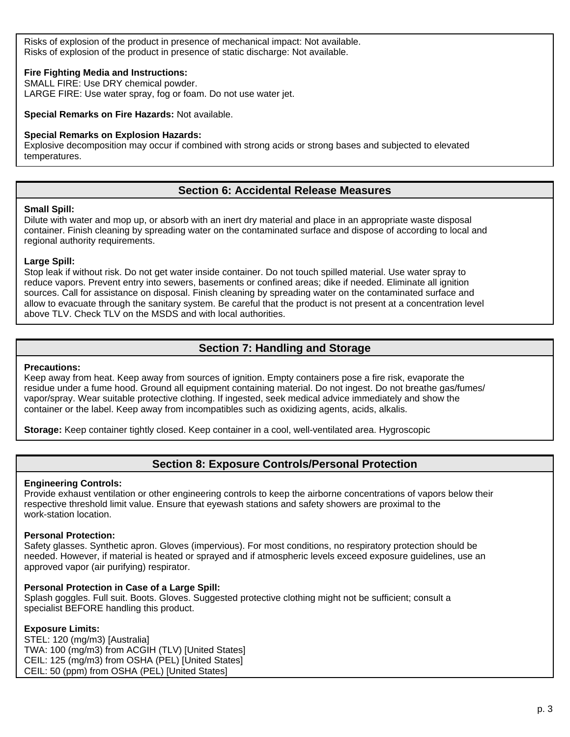Risks of explosion of the product in presence of mechanical impact: Not available.
Risks of explosion of the product in presence of static discharge: Not available.

**Fire Fighting Media and Instructions:**
SMALL FIRE: Use DRY chemical powder.
LARGE FIRE: Use water spray, fog or foam. Do not use water jet.

**Special Remarks on Fire Hazards:** Not available.

**Special Remarks on Explosion Hazards:**
Explosive decomposition may occur if combined with strong acids or strong bases and subjected to elevated temperatures.

## Section 6: Accidental Release Measures

**Small Spill:**
Dilute with water and mop up, or absorb with an inert dry material and place in an appropriate waste disposal container. Finish cleaning by spreading water on the contaminated surface and dispose of according to local and regional authority requirements.

**Large Spill:**
Stop leak if without risk. Do not get water inside container. Do not touch spilled material. Use water spray to reduce vapors. Prevent entry into sewers, basements or confined areas; dike if needed. Eliminate all ignition sources. Call for assistance on disposal. Finish cleaning by spreading water on the contaminated surface and allow to evacuate through the sanitary system. Be careful that the product is not present at a concentration level above TLV. Check TLV on the MSDS and with local authorities.

## Section 7: Handling and Storage

**Precautions:**
Keep away from heat. Keep away from sources of ignition. Empty containers pose a fire risk, evaporate the residue under a fume hood. Ground all equipment containing material. Do not ingest. Do not breathe gas/fumes/vapor/spray. Wear suitable protective clothing. If ingested, seek medical advice immediately and show the container or the label. Keep away from incompatibles such as oxidizing agents, acids, alkalis.

**Storage:** Keep container tightly closed. Keep container in a cool, well-ventilated area. Hygroscopic

## Section 8: Exposure Controls/Personal Protection

**Engineering Controls:**
Provide exhaust ventilation or other engineering controls to keep the airborne concentrations of vapors below their respective threshold limit value. Ensure that eyewash stations and safety showers are proximal to the work-station location.

**Personal Protection:**
Safety glasses. Synthetic apron. Gloves (impervious). For most conditions, no respiratory protection should be needed. However, if material is heated or sprayed and if atmospheric levels exceed exposure guidelines, use an approved vapor (air purifying) respirator.

**Personal Protection in Case of a Large Spill:**
Splash goggles. Full suit. Boots. Gloves. Suggested protective clothing might not be sufficient; consult a specialist BEFORE handling this product.

**Exposure Limits:**
STEL: 120 (mg/m3) [Australia]
TWA: 100 (mg/m3) from ACGIH (TLV) [United States]
CEIL: 125 (mg/m3) from OSHA (PEL) [United States]
CEIL: 50 (ppm) from OSHA (PEL) [United States]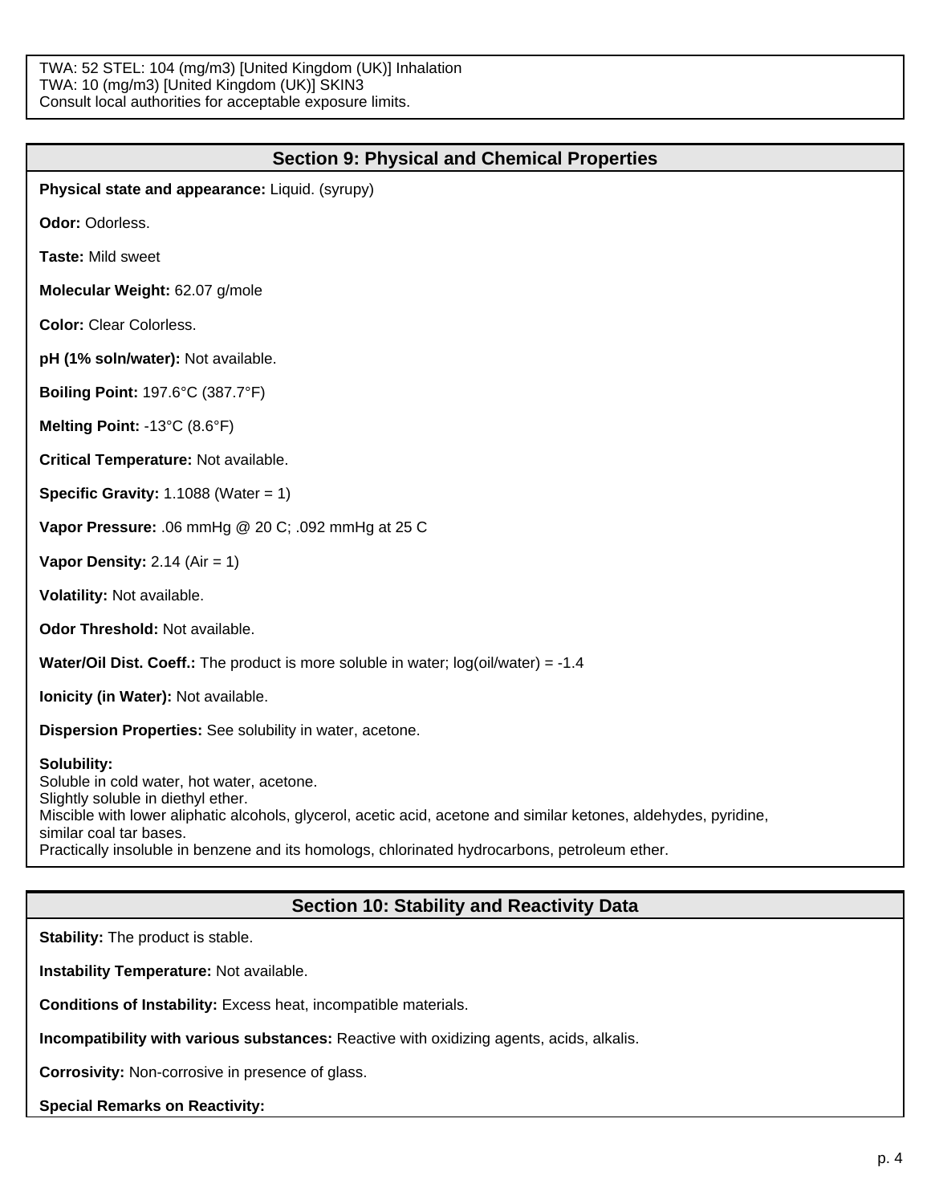TWA: 52 STEL: 104 (mg/m3) [United Kingdom (UK)] Inhalation
TWA: 10 (mg/m3) [United Kingdom (UK)] SKIN3
Consult local authorities for acceptable exposure limits.

## Section 9: Physical and Chemical Properties

**Physical state and appearance:** Liquid. (syrupy)

**Odor:** Odorless.

**Taste:** Mild sweet

**Molecular Weight:** 62.07 g/mole

**Color:** Clear Colorless.

**pH (1% soln/water):** Not available.

**Boiling Point:** 197.6°C (387.7°F)

**Melting Point:** -13°C (8.6°F)

**Critical Temperature:** Not available.

**Specific Gravity:** 1.1088 (Water = 1)

**Vapor Pressure:** .06 mmHg @ 20 C; .092 mmHg at 25 C

**Vapor Density:** 2.14 (Air = 1)

**Volatility:** Not available.

**Odor Threshold:** Not available.

**Water/Oil Dist. Coeff.:** The product is more soluble in water; log(oil/water) = -1.4

**Ionicity (in Water):** Not available.

**Dispersion Properties:** See solubility in water, acetone.

**Solubility:**
Soluble in cold water, hot water, acetone.
Slightly soluble in diethyl ether.
Miscible with lower aliphatic alcohols, glycerol, acetic acid, acetone and similar ketones, aldehydes, pyridine, similar coal tar bases.
Practically insoluble in benzene and its homologs, chlorinated hydrocarbons, petroleum ether.

## Section 10: Stability and Reactivity Data

**Stability:** The product is stable.

**Instability Temperature:** Not available.

**Conditions of Instability:** Excess heat, incompatible materials.

**Incompatibility with various substances:** Reactive with oxidizing agents, acids, alkalis.

**Corrosivity:** Non-corrosive in presence of glass.

**Special Remarks on Reactivity:**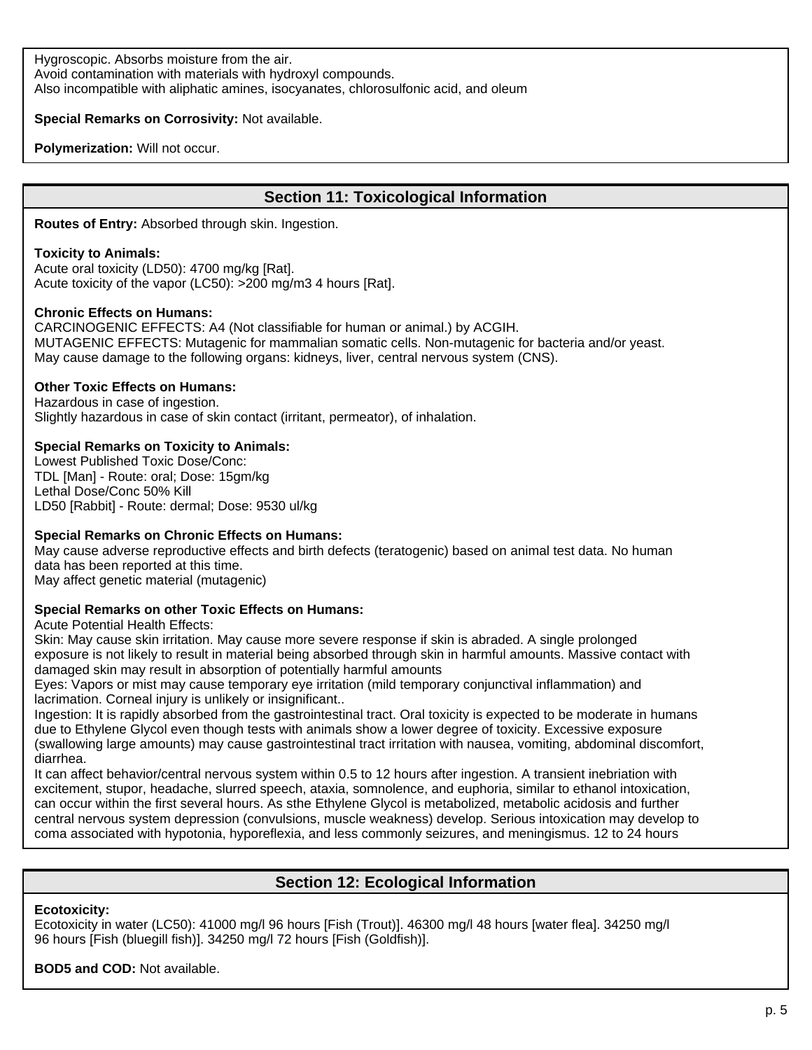Hygroscopic. Absorbs moisture from the air.
Avoid contamination with materials with hydroxyl compounds.
Also incompatible with aliphatic amines, isocyanates, chlorosulfonic acid, and oleum

**Special Remarks on Corrosivity:** Not available.

**Polymerization:** Will not occur.

## Section 11: Toxicological Information

**Routes of Entry:** Absorbed through skin. Ingestion.

**Toxicity to Animals:**
Acute oral toxicity (LD50): 4700 mg/kg [Rat].
Acute toxicity of the vapor (LC50): >200 mg/m3 4 hours [Rat].

**Chronic Effects on Humans:**
CARCINOGENIC EFFECTS: A4 (Not classifiable for human or animal.) by ACGIH.
MUTAGENIC EFFECTS: Mutagenic for mammalian somatic cells. Non-mutagenic for bacteria and/or yeast.
May cause damage to the following organs: kidneys, liver, central nervous system (CNS).

**Other Toxic Effects on Humans:**
Hazardous in case of ingestion.
Slightly hazardous in case of skin contact (irritant, permeator), of inhalation.

**Special Remarks on Toxicity to Animals:**
Lowest Published Toxic Dose/Conc:
TDL [Man] - Route: oral; Dose: 15gm/kg
Lethal Dose/Conc 50% Kill
LD50 [Rabbit] - Route: dermal; Dose: 9530 ul/kg

**Special Remarks on Chronic Effects on Humans:**
May cause adverse reproductive effects and birth defects (teratogenic) based on animal test data. No human data has been reported at this time.
May affect genetic material (mutagenic)

**Special Remarks on other Toxic Effects on Humans:**
Acute Potential Health Effects:
Skin: May cause skin irritation. May cause more severe response if skin is abraded. A single prolonged exposure is not likely to result in material being absorbed through skin in harmful amounts. Massive contact with damaged skin may result in absorption of potentially harmful amounts
Eyes: Vapors or mist may cause temporary eye irritation (mild temporary conjunctival inflammation) and lacrimation. Corneal injury is unlikely or insignificant..
Ingestion: It is rapidly absorbed from the gastrointestinal tract. Oral toxicity is expected to be moderate in humans due to Ethylene Glycol even though tests with animals show a lower degree of toxicity. Excessive exposure (swallowing large amounts) may cause gastrointestinal tract irritation with nausea, vomiting, abdominal discomfort, diarrhea.
It can affect behavior/central nervous system within 0.5 to 12 hours after ingestion. A transient inebriation with excitement, stupor, headache, slurred speech, ataxia, somnolence, and euphoria, similar to ethanol intoxication, can occur within the first several hours. As sthe Ethylene Glycol is metabolized, metabolic acidosis and further central nervous system depression (convulsions, muscle weakness) develop. Serious intoxication may develop to coma associated with hypotonia, hyporeflexia, and less commonly seizures, and meningismus. 12 to 24 hours

## Section 12: Ecological Information

**Ecotoxicity:**
Ecotoxicity in water (LC50): 41000 mg/l 96 hours [Fish (Trout)]. 46300 mg/l 48 hours [water flea]. 34250 mg/l 96 hours [Fish (bluegill fish)]. 34250 mg/l 72 hours [Fish (Goldfish)].

**BOD5 and COD:** Not available.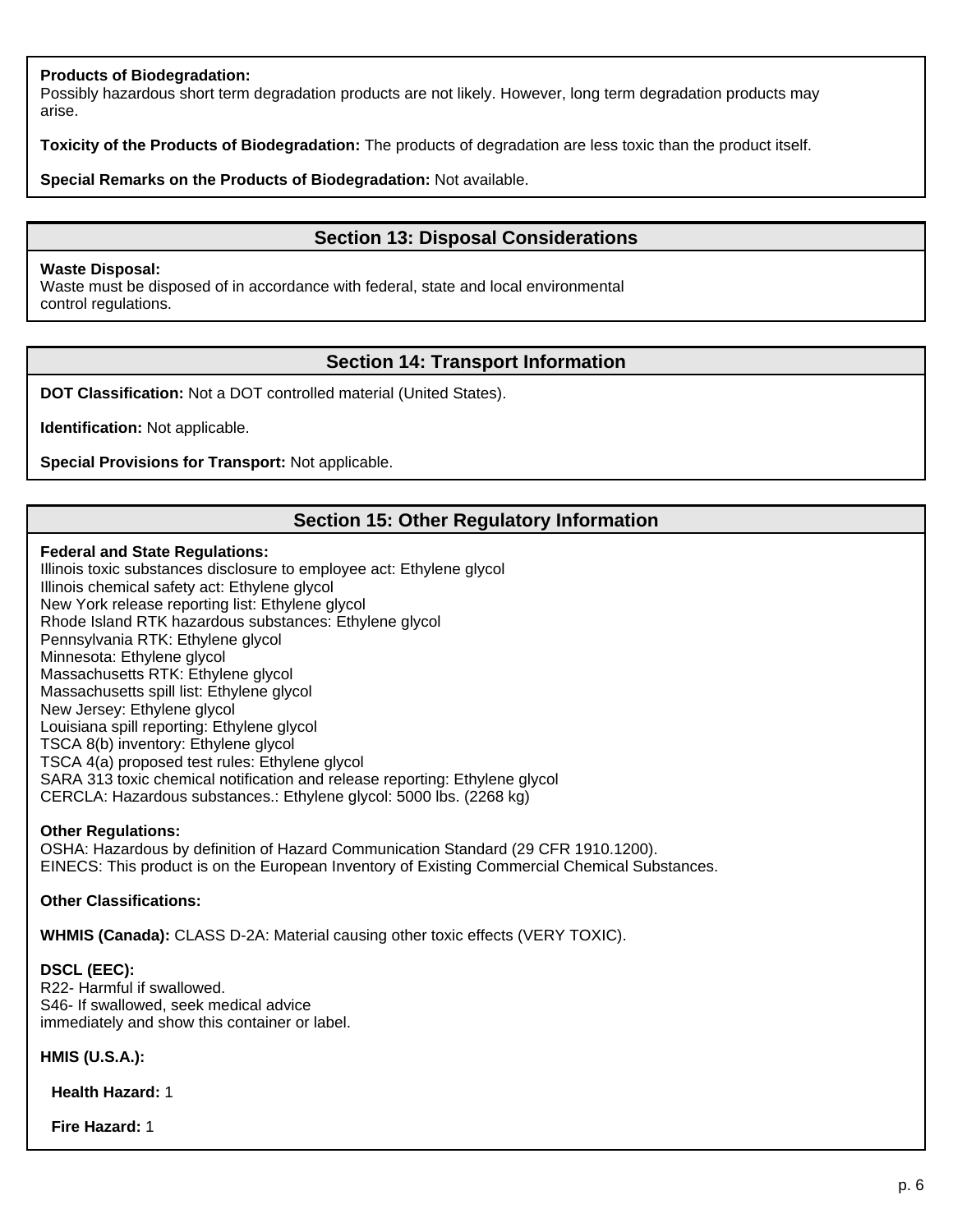**Products of Biodegradation:**
Possibly hazardous short term degradation products are not likely. However, long term degradation products may arise.

**Toxicity of the Products of Biodegradation:** The products of degradation are less toxic than the product itself.

**Special Remarks on the Products of Biodegradation:** Not available.

## Section 13: Disposal Considerations

**Waste Disposal:**
Waste must be disposed of in accordance with federal, state and local environmental control regulations.

## Section 14: Transport Information

**DOT Classification:** Not a DOT controlled material (United States).

**Identification:** Not applicable.

**Special Provisions for Transport:** Not applicable.

## Section 15: Other Regulatory Information

**Federal and State Regulations:**
Illinois toxic substances disclosure to employee act: Ethylene glycol
Illinois chemical safety act: Ethylene glycol
New York release reporting list: Ethylene glycol
Rhode Island RTK hazardous substances: Ethylene glycol
Pennsylvania RTK: Ethylene glycol
Minnesota: Ethylene glycol
Massachusetts RTK: Ethylene glycol
Massachusetts spill list: Ethylene glycol
New Jersey: Ethylene glycol
Louisiana spill reporting: Ethylene glycol
TSCA 8(b) inventory: Ethylene glycol
TSCA 4(a) proposed test rules: Ethylene glycol
SARA 313 toxic chemical notification and release reporting: Ethylene glycol
CERCLA: Hazardous substances.: Ethylene glycol: 5000 lbs. (2268 kg)

**Other Regulations:**
OSHA: Hazardous by definition of Hazard Communication Standard (29 CFR 1910.1200).
EINECS: This product is on the European Inventory of Existing Commercial Chemical Substances.

**Other Classifications:**

**WHMIS (Canada):** CLASS D-2A: Material causing other toxic effects (VERY TOXIC).

**DSCL (EEC):**
R22- Harmful if swallowed.
S46- If swallowed, seek medical advice immediately and show this container or label.

**HMIS (U.S.A.):**

**Health Hazard:** 1

**Fire Hazard:** 1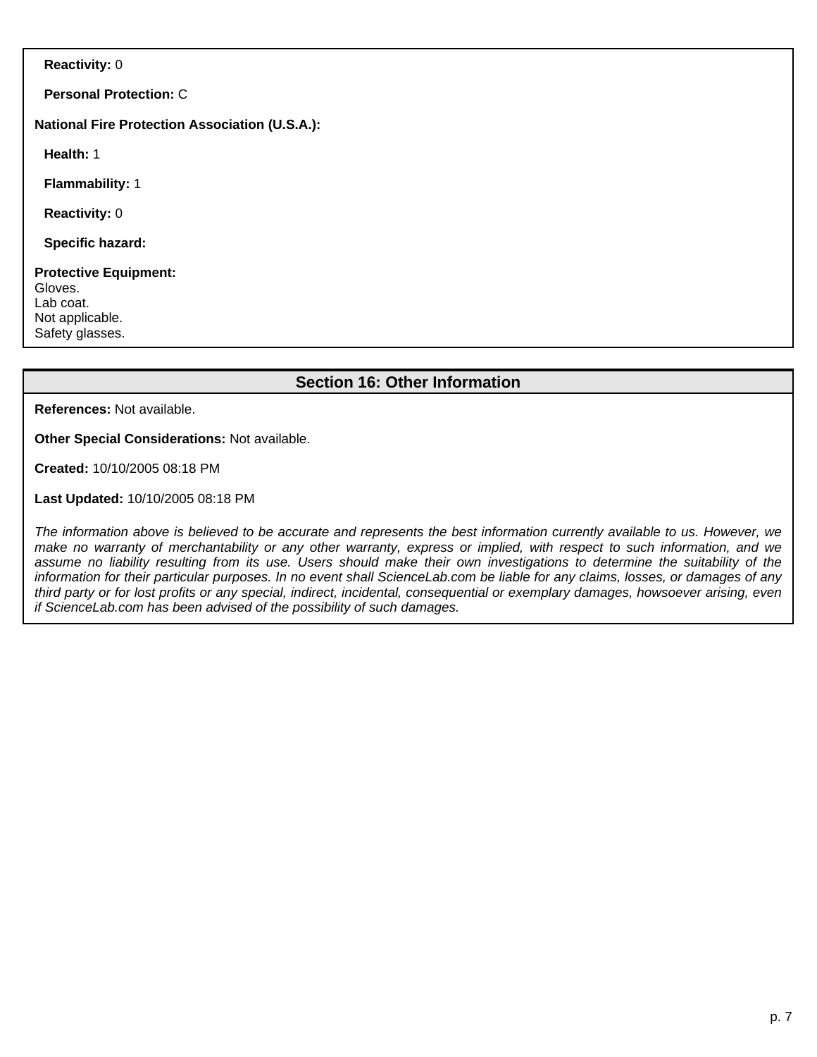**Reactivity:** 0

**Personal Protection:** C

**National Fire Protection Association (U.S.A.):**

**Health:** 1

**Flammability:** 1

**Reactivity:** 0

**Specific hazard:**

**Protective Equipment:**
Gloves.
Lab coat.
Not applicable.
Safety glasses.

## Section 16: Other Information

**References:** Not available.

**Other Special Considerations:** Not available.

**Created:** 10/10/2005 08:18 PM

**Last Updated:** 10/10/2005 08:18 PM

*The information above is believed to be accurate and represents the best information currently available to us. However, we make no warranty of merchantability or any other warranty, express or implied, with respect to such information, and we assume no liability resulting from its use. Users should make their own investigations to determine the suitability of the information for their particular purposes. In no event shall ScienceLab.com be liable for any claims, losses, or damages of any third party or for lost profits or any special, indirect, incidental, consequential or exemplary damages, howsoever arising, even if ScienceLab.com has been advised of the possibility of such damages.*